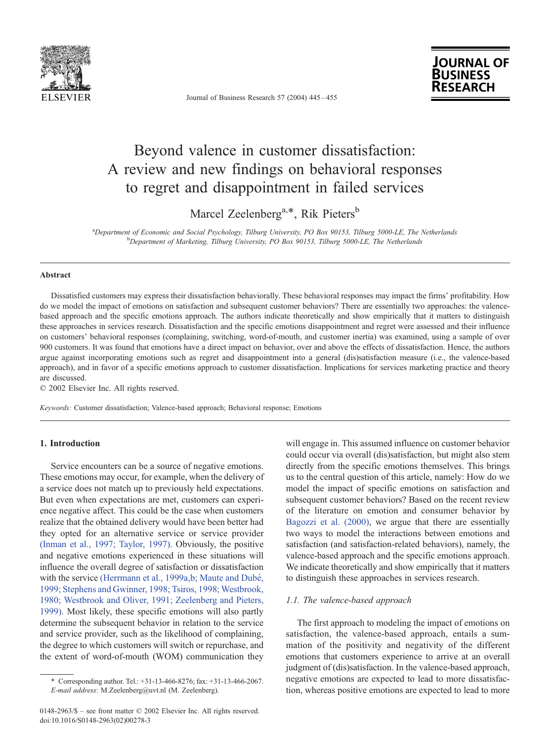# Beyond valence in customer dissatisfaction: A review and new findings on behavioral responses to regret and disappointment in failed services

Marcel Zeelenberg[a,*], Rik Pieters[b]

[a]Department of Economic and Social Psychology, Tilburg University, PO Box 90153, Tilburg 5000-LE, The Netherlands
[b]Department of Marketing, Tilburg University, PO Box 90153, Tilburg 5000-LE, The Netherlands

## Abstract

Dissatisfied customers may express their dissatisfaction behaviorally. These behavioral responses may impact the firms' profitability. How do we model the impact of emotions on satisfaction and subsequent customer behaviors? There are essentially two approaches: the valence-based approach and the specific emotions approach. The authors indicate theoretically and show empirically that it matters to distinguish these approaches in services research. Dissatisfaction and the specific emotions disappointment and regret were assessed and their influence on customers' behavioral responses (complaining, switching, word-of-mouth, and customer inertia) was examined, using a sample of over 900 customers. It was found that emotions have a direct impact on behavior, over and above the effects of dissatisfaction. Hence, the authors argue against incorporating emotions such as regret and disappointment into a general (dis)satisfaction measure (i.e., the valence-based approach), and in favor of a specific emotions approach to customer dissatisfaction. Implications for services marketing practice and theory are discussed.

© 2002 Elsevier Inc. All rights reserved.

*Keywords:* Customer dissatisfaction; Valence-based approach; Behavioral response; Emotions

## 1. Introduction

Service encounters can be a source of negative emotions. These emotions may occur, for example, when the delivery of a service does not match up to previously held expectations. But even when expectations are met, customers can experience negative affect. This could be the case when customers realize that the obtained delivery would have been better had they opted for an alternative service or service provider (Inman et al., 1997; Taylor, 1997). Obviously, the positive and negative emotions experienced in these situations will influence the overall degree of satisfaction or dissatisfaction with the service (Herrmann et al., 1999a,b; Maute and Dubé, 1999; Stephens and Gwinner, 1998; Tsiros, 1998; Westbrook, 1980; Westbrook and Oliver, 1991; Zeelenberg and Pieters, 1999). Most likely, these specific emotions will also partly determine the subsequent behavior in relation to the service and service provider, such as the likelihood of complaining, the degree to which customers will switch or repurchase, and the extent of word-of-mouth (WOM) communication they will engage in. This assumed influence on customer behavior could occur via overall (dis)satisfaction, but might also stem directly from the specific emotions themselves. This brings us to the central question of this article, namely: How do we model the impact of specific emotions on satisfaction and subsequent customer behaviors? Based on the recent review of the literature on emotion and consumer behavior by Bagozzi et al. (2000), we argue that there are essentially two ways to model the interactions between emotions and satisfaction (and satisfaction-related behaviors), namely, the valence-based approach and the specific emotions approach. We indicate theoretically and show empirically that it matters to distinguish these approaches in services research.

### 1.1. The valence-based approach

The first approach to modeling the impact of emotions on satisfaction, the valence-based approach, entails a summation of the positivity and negativity of the different emotions that customers experience to arrive at an overall judgment of (dis)satisfaction. In the valence-based approach, negative emotions are expected to lead to more dissatisfaction, whereas positive emotions are expected to lead to more

\* Corresponding author. Tel.: +31-13-466-8276; fax: +31-13-466-2067.
*E-mail address*: M.Zeelenberg@uvt.nl (M. Zeelenberg).

0148-2963/$ – see front matter © 2002 Elsevier Inc. All rights reserved.
doi:10.1016/S0148-2963(02)00278-3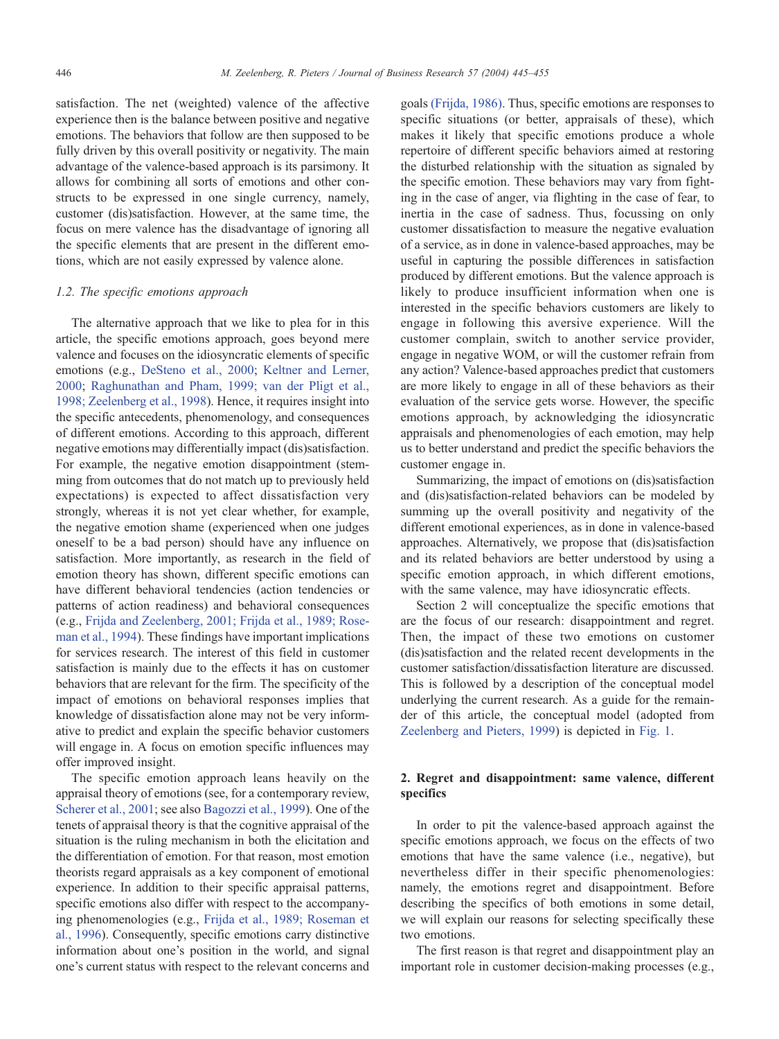satisfaction. The net (weighted) valence of the affective experience then is the balance between positive and negative emotions. The behaviors that follow are then supposed to be fully driven by this overall positivity or negativity. The main advantage of the valence-based approach is its parsimony. It allows for combining all sorts of emotions and other constructs to be expressed in one single currency, namely, customer (dis)satisfaction. However, at the same time, the focus on mere valence has the disadvantage of ignoring all the specific elements that are present in the different emotions, which are not easily expressed by valence alone.

### *1.2. The specific emotions approach*

The alternative approach that we like to plea for in this article, the specific emotions approach, goes beyond mere valence and focuses on the idiosyncratic elements of specific emotions (e.g., DeSteno et al., 2000; Keltner and Lerner, 2000; Raghunathan and Pham, 1999; van der Pligt et al., 1998; Zeelenberg et al., 1998). Hence, it requires insight into the specific antecedents, phenomenology, and consequences of different emotions. According to this approach, different negative emotions may differentially impact (dis)satisfaction. For example, the negative emotion disappointment (stemming from outcomes that do not match up to previously held expectations) is expected to affect dissatisfaction very strongly, whereas it is not yet clear whether, for example, the negative emotion shame (experienced when one judges oneself to be a bad person) should have any influence on satisfaction. More importantly, as research in the field of emotion theory has shown, different specific emotions can have different behavioral tendencies (action tendencies or patterns of action readiness) and behavioral consequences (e.g., Frijda and Zeelenberg, 2001; Frijda et al., 1989; Roseman et al., 1994). These findings have important implications for services research. The interest of this field in customer satisfaction is mainly due to the effects it has on customer behaviors that are relevant for the firm. The specificity of the impact of emotions on behavioral responses implies that knowledge of dissatisfaction alone may not be very informative to predict and explain the specific behavior customers will engage in. A focus on emotion specific influences may offer improved insight.

The specific emotion approach leans heavily on the appraisal theory of emotions (see, for a contemporary review, Scherer et al., 2001; see also Bagozzi et al., 1999). One of the tenets of appraisal theory is that the cognitive appraisal of the situation is the ruling mechanism in both the elicitation and the differentiation of emotion. For that reason, most emotion theorists regard appraisals as a key component of emotional experience. In addition to their specific appraisal patterns, specific emotions also differ with respect to the accompanying phenomenologies (e.g., Frijda et al., 1989; Roseman et al., 1996). Consequently, specific emotions carry distinctive information about one's position in the world, and signal one's current status with respect to the relevant concerns and goals (Frijda, 1986). Thus, specific emotions are responses to specific situations (or better, appraisals of these), which makes it likely that specific emotions produce a whole repertoire of different specific behaviors aimed at restoring the disturbed relationship with the situation as signaled by the specific emotion. These behaviors may vary from fighting in the case of anger, via flighting in the case of fear, to inertia in the case of sadness. Thus, focussing on only customer dissatisfaction to measure the negative evaluation of a service, as in done in valence-based approaches, may be useful in capturing the possible differences in satisfaction produced by different emotions. But the valence approach is likely to produce insufficient information when one is interested in the specific behaviors customers are likely to engage in following this aversive experience. Will the customer complain, switch to another service provider, engage in negative WOM, or will the customer refrain from any action? Valence-based approaches predict that customers are more likely to engage in all of these behaviors as their evaluation of the service gets worse. However, the specific emotions approach, by acknowledging the idiosyncratic appraisals and phenomenologies of each emotion, may help us to better understand and predict the specific behaviors the customer engage in.

Summarizing, the impact of emotions on (dis)satisfaction and (dis)satisfaction-related behaviors can be modeled by summing up the overall positivity and negativity of the different emotional experiences, as in done in valence-based approaches. Alternatively, we propose that (dis)satisfaction and its related behaviors are better understood by using a specific emotion approach, in which different emotions, with the same valence, may have idiosyncratic effects.

Section 2 will conceptualize the specific emotions that are the focus of our research: disappointment and regret. Then, the impact of these two emotions on customer (dis)satisfaction and the related recent developments in the customer satisfaction/dissatisfaction literature are discussed. This is followed by a description of the conceptual model underlying the current research. As a guide for the remainder of this article, the conceptual model (adopted from Zeelenberg and Pieters, 1999) is depicted in Fig. 1.

## 2. Regret and disappointment: same valence, different specifics

In order to pit the valence-based approach against the specific emotions approach, we focus on the effects of two emotions that have the same valence (i.e., negative), but nevertheless differ in their specific phenomenologies: namely, the emotions regret and disappointment. Before describing the specifics of both emotions in some detail, we will explain our reasons for selecting specifically these two emotions.

The first reason is that regret and disappointment play an important role in customer decision-making processes (e.g.,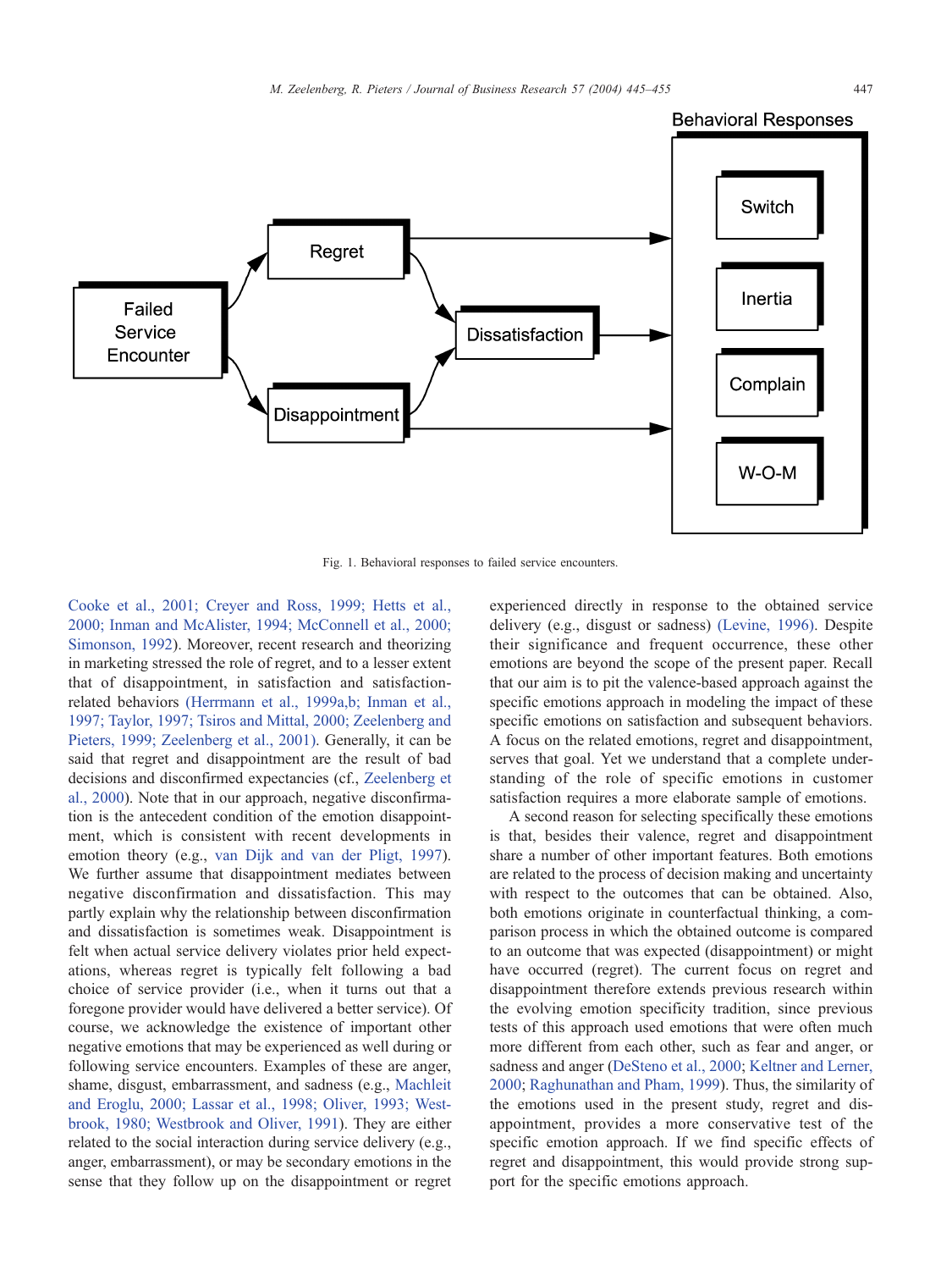Fig. 1. Behavioral responses to failed service encounters.

Cooke et al., 2001; Creyer and Ross, 1999; Hetts et al., 2000; Inman and McAlister, 1994; McConnell et al., 2000; Simonson, 1992). Moreover, recent research and theorizing in marketing stressed the role of regret, and to a lesser extent that of disappointment, in satisfaction and satisfaction-related behaviors (Herrmann et al., 1999a,b; Inman et al., 1997; Taylor, 1997; Tsiros and Mittal, 2000; Zeelenberg and Pieters, 1999; Zeelenberg et al., 2001). Generally, it can be said that regret and disappointment are the result of bad decisions and disconfirmed expectancies (cf., Zeelenberg et al., 2000). Note that in our approach, negative disconfirmation is the antecedent condition of the emotion disappointment, which is consistent with recent developments in emotion theory (e.g., van Dijk and van der Pligt, 1997). We further assume that disappointment mediates between negative disconfirmation and dissatisfaction. This may partly explain why the relationship between disconfirmation and dissatisfaction is sometimes weak. Disappointment is felt when actual service delivery violates prior held expectations, whereas regret is typically felt following a bad choice of service provider (i.e., when it turns out that a foregone provider would have delivered a better service). Of course, we acknowledge the existence of important other negative emotions that may be experienced as well during or following service encounters. Examples of these are anger, shame, disgust, embarrassment, and sadness (e.g., Machleit and Eroglu, 2000; Lassar et al., 1998; Oliver, 1993; Westbrook, 1980; Westbrook and Oliver, 1991). They are either related to the social interaction during service delivery (e.g., anger, embarrassment), or may be secondary emotions in the sense that they follow up on the disappointment or regret experienced directly in response to the obtained service delivery (e.g., disgust or sadness) (Levine, 1996). Despite their significance and frequent occurrence, these other emotions are beyond the scope of the present paper. Recall that our aim is to pit the valence-based approach against the specific emotions approach in modeling the impact of these specific emotions on satisfaction and subsequent behaviors. A focus on the related emotions, regret and disappointment, serves that goal. Yet we understand that a complete understanding of the role of specific emotions in customer satisfaction requires a more elaborate sample of emotions.

A second reason for selecting specifically these emotions is that, besides their valence, regret and disappointment share a number of other important features. Both emotions are related to the process of decision making and uncertainty with respect to the outcomes that can be obtained. Also, both emotions originate in counterfactual thinking, a comparison process in which the obtained outcome is compared to an outcome that was expected (disappointment) or might have occurred (regret). The current focus on regret and disappointment therefore extends previous research within the evolving emotion specificity tradition, since previous tests of this approach used emotions that were often much more different from each other, such as fear and anger, or sadness and anger (DeSteno et al., 2000; Keltner and Lerner, 2000; Raghunathan and Pham, 1999). Thus, the similarity of the emotions used in the present study, regret and disappointment, provides a more conservative test of the specific emotion approach. If we find specific effects of regret and disappointment, this would provide strong support for the specific emotions approach.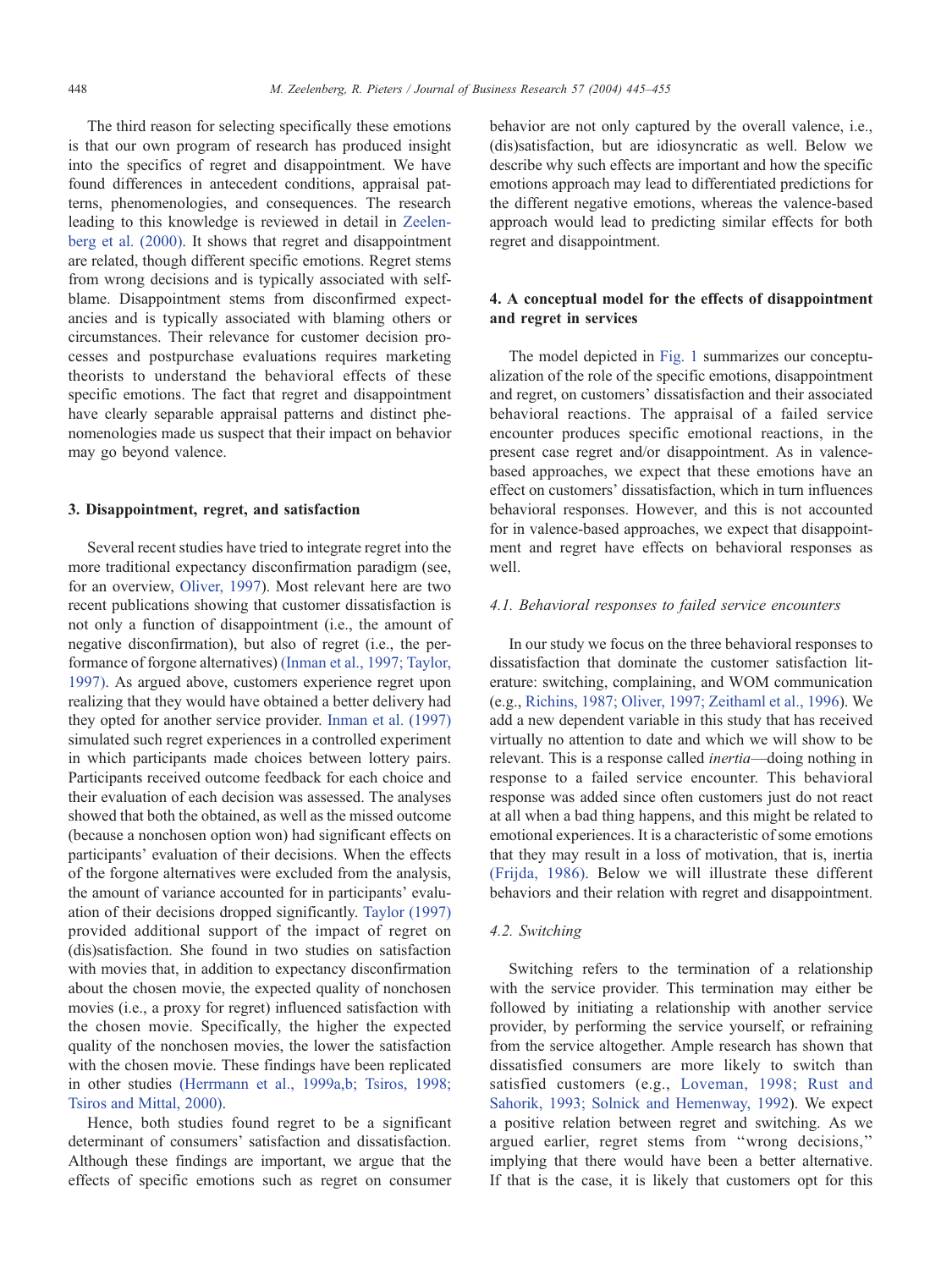The third reason for selecting specifically these emotions is that our own program of research has produced insight into the specifics of regret and disappointment. We have found differences in antecedent conditions, appraisal patterns, phenomenologies, and consequences. The research leading to this knowledge is reviewed in detail in Zeelenberg et al. (2000). It shows that regret and disappointment are related, though different specific emotions. Regret stems from wrong decisions and is typically associated with self-blame. Disappointment stems from disconfirmed expectancies and is typically associated with blaming others or circumstances. Their relevance for customer decision processes and postpurchase evaluations requires marketing theorists to understand the behavioral effects of these specific emotions. The fact that regret and disappointment have clearly separable appraisal patterns and distinct phenomenologies made us suspect that their impact on behavior may go beyond valence.

## 3. Disappointment, regret, and satisfaction

Several recent studies have tried to integrate regret into the more traditional expectancy disconfirmation paradigm (see, for an overview, Oliver, 1997). Most relevant here are two recent publications showing that customer dissatisfaction is not only a function of disappointment (i.e., the amount of negative disconfirmation), but also of regret (i.e., the performance of forgone alternatives) (Inman et al., 1997; Taylor, 1997). As argued above, customers experience regret upon realizing that they would have obtained a better delivery had they opted for another service provider. Inman et al. (1997) simulated such regret experiences in a controlled experiment in which participants made choices between lottery pairs. Participants received outcome feedback for each choice and their evaluation of each decision was assessed. The analyses showed that both the obtained, as well as the missed outcome (because a nonchosen option won) had significant effects on participants' evaluation of their decisions. When the effects of the forgone alternatives were excluded from the analysis, the amount of variance accounted for in participants' evaluation of their decisions dropped significantly. Taylor (1997) provided additional support of the impact of regret on (dis)satisfaction. She found in two studies on satisfaction with movies that, in addition to expectancy disconfirmation about the chosen movie, the expected quality of nonchosen movies (i.e., a proxy for regret) influenced satisfaction with the chosen movie. Specifically, the higher the expected quality of the nonchosen movies, the lower the satisfaction with the chosen movie. These findings have been replicated in other studies (Herrmann et al., 1999a,b; Tsiros, 1998; Tsiros and Mittal, 2000).

Hence, both studies found regret to be a significant determinant of consumers' satisfaction and dissatisfaction. Although these findings are important, we argue that the effects of specific emotions such as regret on consumer behavior are not only captured by the overall valence, i.e., (dis)satisfaction, but are idiosyncratic as well. Below we describe why such effects are important and how the specific emotions approach may lead to differentiated predictions for the different negative emotions, whereas the valence-based approach would lead to predicting similar effects for both regret and disappointment.

## 4. A conceptual model for the effects of disappointment and regret in services

The model depicted in Fig. 1 summarizes our conceptualization of the role of the specific emotions, disappointment and regret, on customers' dissatisfaction and their associated behavioral reactions. The appraisal of a failed service encounter produces specific emotional reactions, in the present case regret and/or disappointment. As in valence-based approaches, we expect that these emotions have an effect on customers' dissatisfaction, which in turn influences behavioral responses. However, and this is not accounted for in valence-based approaches, we expect that disappointment and regret have effects on behavioral responses as well.

### 4.1. Behavioral responses to failed service encounters

In our study we focus on the three behavioral responses to dissatisfaction that dominate the customer satisfaction literature: switching, complaining, and WOM communication (e.g., Richins, 1987; Oliver, 1997; Zeithaml et al., 1996). We add a new dependent variable in this study that has received virtually no attention to date and which we will show to be relevant. This is a response called *inertia*—doing nothing in response to a failed service encounter. This behavioral response was added since often customers just do not react at all when a bad thing happens, and this might be related to emotional experiences. It is a characteristic of some emotions that they may result in a loss of motivation, that is, inertia (Frijda, 1986). Below we will illustrate these different behaviors and their relation with regret and disappointment.

### 4.2. Switching

Switching refers to the termination of a relationship with the service provider. This termination may either be followed by initiating a relationship with another service provider, by performing the service yourself, or refraining from the service altogether. Ample research has shown that dissatisfied consumers are more likely to switch than satisfied customers (e.g., Loveman, 1998; Rust and Sahorik, 1993; Solnick and Hemenway, 1992). We expect a positive relation between regret and switching. As we argued earlier, regret stems from ''wrong decisions,'' implying that there would have been a better alternative. If that is the case, it is likely that customers opt for this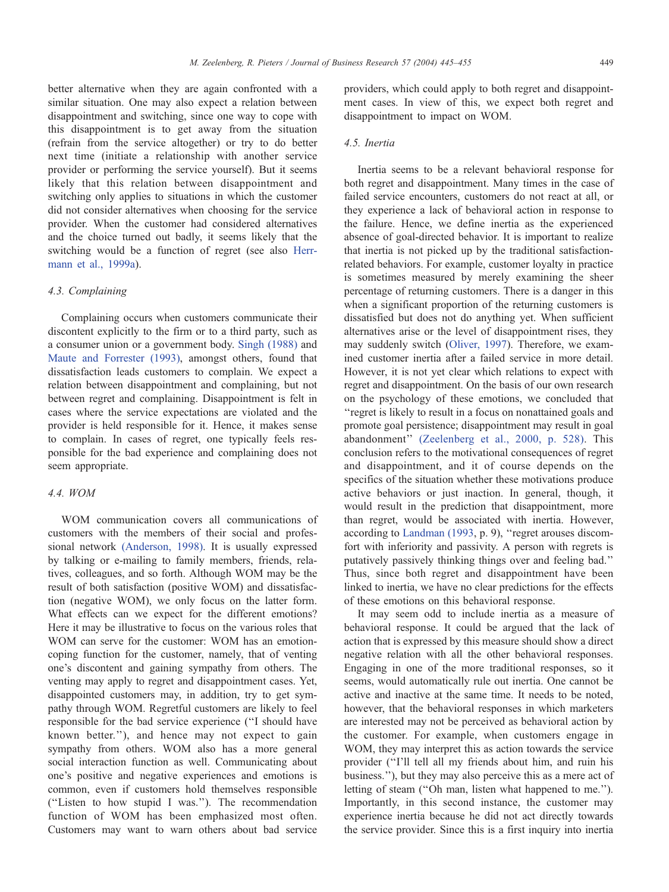better alternative when they are again confronted with a similar situation. One may also expect a relation between disappointment and switching, since one way to cope with this disappointment is to get away from the situation (refrain from the service altogether) or try to do better next time (initiate a relationship with another service provider or performing the service yourself). But it seems likely that this relation between disappointment and switching only applies to situations in which the customer did not consider alternatives when choosing for the service provider. When the customer had considered alternatives and the choice turned out badly, it seems likely that the switching would be a function of regret (see also Herrmann et al., 1999a).

### 4.3. Complaining

Complaining occurs when customers communicate their discontent explicitly to the firm or to a third party, such as a consumer union or a government body. Singh (1988) and Maute and Forrester (1993), amongst others, found that dissatisfaction leads customers to complain. We expect a relation between disappointment and complaining, but not between regret and complaining. Disappointment is felt in cases where the service expectations are violated and the provider is held responsible for it. Hence, it makes sense to complain. In cases of regret, one typically feels responsible for the bad experience and complaining does not seem appropriate.

### 4.4. WOM

WOM communication covers all communications of customers with the members of their social and professional network (Anderson, 1998). It is usually expressed by talking or e-mailing to family members, friends, relatives, colleagues, and so forth. Although WOM may be the result of both satisfaction (positive WOM) and dissatisfaction (negative WOM), we only focus on the latter form. What effects can we expect for the different emotions? Here it may be illustrative to focus on the various roles that WOM can serve for the customer: WOM has an emotion-coping function for the customer, namely, that of venting one's discontent and gaining sympathy from others. The venting may apply to regret and disappointment cases. Yet, disappointed customers may, in addition, try to get sympathy through WOM. Regretful customers are likely to feel responsible for the bad service experience (''I should have known better.''), and hence may not expect to gain sympathy from others. WOM also has a more general social interaction function as well. Communicating about one's positive and negative experiences and emotions is common, even if customers hold themselves responsible (''Listen to how stupid I was.''). The recommendation function of WOM has been emphasized most often. Customers may want to warn others about bad service providers, which could apply to both regret and disappointment cases. In view of this, we expect both regret and disappointment to impact on WOM.

### 4.5. Inertia

Inertia seems to be a relevant behavioral response for both regret and disappointment. Many times in the case of failed service encounters, customers do not react at all, or they experience a lack of behavioral action in response to the failure. Hence, we define inertia as the experienced absence of goal-directed behavior. It is important to realize that inertia is not picked up by the traditional satisfaction-related behaviors. For example, customer loyalty in practice is sometimes measured by merely examining the sheer percentage of returning customers. There is a danger in this when a significant proportion of the returning customers is dissatisfied but does not do anything yet. When sufficient alternatives arise or the level of disappointment rises, they may suddenly switch (Oliver, 1997). Therefore, we examined customer inertia after a failed service in more detail. However, it is not yet clear which relations to expect with regret and disappointment. On the basis of our own research on the psychology of these emotions, we concluded that ''regret is likely to result in a focus on nonattained goals and promote goal persistence; disappointment may result in goal abandonment'' (Zeelenberg et al., 2000, p. 528). This conclusion refers to the motivational consequences of regret and disappointment, and it of course depends on the specifics of the situation whether these motivations produce active behaviors or just inaction. In general, though, it would result in the prediction that disappointment, more than regret, would be associated with inertia. However, according to Landman (1993, p. 9), ''regret arouses discomfort with inferiority and passivity. A person with regrets is putatively passively thinking things over and feeling bad.'' Thus, since both regret and disappointment have been linked to inertia, we have no clear predictions for the effects of these emotions on this behavioral response.

It may seem odd to include inertia as a measure of behavioral response. It could be argued that the lack of action that is expressed by this measure should show a direct negative relation with all the other behavioral responses. Engaging in one of the more traditional responses, so it seems, would automatically rule out inertia. One cannot be active and inactive at the same time. It needs to be noted, however, that the behavioral responses in which marketers are interested may not be perceived as behavioral action by the customer. For example, when customers engage in WOM, they may interpret this as action towards the service provider (''I'll tell all my friends about him, and ruin his business.''), but they may also perceive this as a mere act of letting of steam (''Oh man, listen what happened to me.''). Importantly, in this second instance, the customer may experience inertia because he did not act directly towards the service provider. Since this is a first inquiry into inertia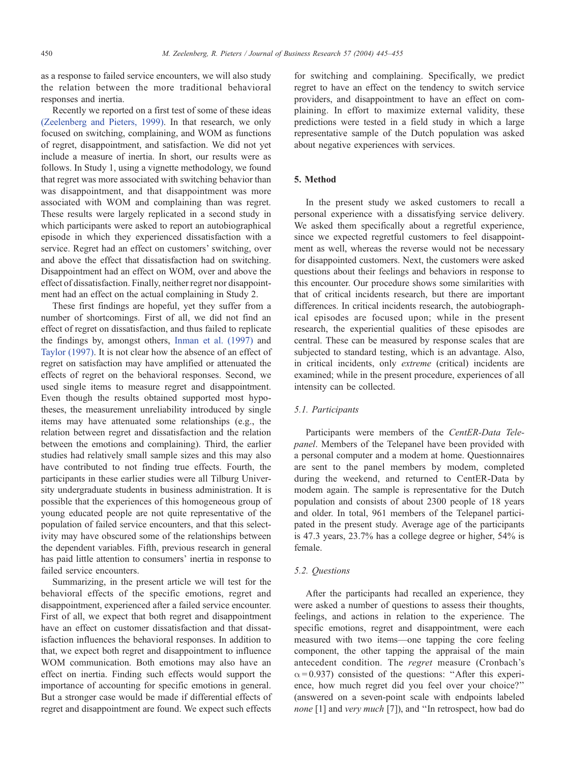as a response to failed service encounters, we will also study the relation between the more traditional behavioral responses and inertia.

Recently we reported on a first test of some of these ideas (Zeelenberg and Pieters, 1999). In that research, we only focused on switching, complaining, and WOM as functions of regret, disappointment, and satisfaction. We did not yet include a measure of inertia. In short, our results were as follows. In Study 1, using a vignette methodology, we found that regret was more associated with switching behavior than was disappointment, and that disappointment was more associated with WOM and complaining than was regret. These results were largely replicated in a second study in which participants were asked to report an autobiographical episode in which they experienced dissatisfaction with a service. Regret had an effect on customers' switching, over and above the effect that dissatisfaction had on switching. Disappointment had an effect on WOM, over and above the effect of dissatisfaction. Finally, neither regret nor disappointment had an effect on the actual complaining in Study 2.

These first findings are hopeful, yet they suffer from a number of shortcomings. First of all, we did not find an effect of regret on dissatisfaction, and thus failed to replicate the findings by, amongst others, Inman et al. (1997) and Taylor (1997). It is not clear how the absence of an effect of regret on satisfaction may have amplified or attenuated the effects of regret on the behavioral responses. Second, we used single items to measure regret and disappointment. Even though the results obtained supported most hypotheses, the measurement unreliability introduced by single items may have attenuated some relationships (e.g., the relation between regret and dissatisfaction and the relation between the emotions and complaining). Third, the earlier studies had relatively small sample sizes and this may also have contributed to not finding true effects. Fourth, the participants in these earlier studies were all Tilburg University undergraduate students in business administration. It is possible that the experiences of this homogeneous group of young educated people are not quite representative of the population of failed service encounters, and that this selectivity may have obscured some of the relationships between the dependent variables. Fifth, previous research in general has paid little attention to consumers' inertia in response to failed service encounters.

Summarizing, in the present article we will test for the behavioral effects of the specific emotions, regret and disappointment, experienced after a failed service encounter. First of all, we expect that both regret and disappointment have an effect on customer dissatisfaction and that dissatisfaction influences the behavioral responses. In addition to that, we expect both regret and disappointment to influence WOM communication. Both emotions may also have an effect on inertia. Finding such effects would support the importance of accounting for specific emotions in general. But a stronger case would be made if differential effects of regret and disappointment are found. We expect such effects for switching and complaining. Specifically, we predict regret to have an effect on the tendency to switch service providers, and disappointment to have an effect on complaining. In effort to maximize external validity, these predictions were tested in a field study in which a large representative sample of the Dutch population was asked about negative experiences with services.

## 5. Method

In the present study we asked customers to recall a personal experience with a dissatisfying service delivery. We asked them specifically about a regretful experience, since we expected regretful customers to feel disappointment as well, whereas the reverse would not be necessary for disappointed customers. Next, the customers were asked questions about their feelings and behaviors in response to this encounter. Our procedure shows some similarities with that of critical incidents research, but there are important differences. In critical incidents research, the autobiographical episodes are focused upon; while in the present research, the experiential qualities of these episodes are central. These can be measured by response scales that are subjected to standard testing, which is an advantage. Also, in critical incidents, only *extreme* (critical) incidents are examined; while in the present procedure, experiences of all intensity can be collected.

### 5.1. Participants

Participants were members of the *CentER-Data Telepanel*. Members of the Telepanel have been provided with a personal computer and a modem at home. Questionnaires are sent to the panel members by modem, completed during the weekend, and returned to CentER-Data by modem again. The sample is representative for the Dutch population and consists of about 2300 people of 18 years and older. In total, 961 members of the Telepanel participated in the present study. Average age of the participants is 47.3 years, 23.7% has a college degree or higher, 54% is female.

### 5.2. Questions

After the participants had recalled an experience, they were asked a number of questions to assess their thoughts, feelings, and actions in relation to the experience. The specific emotions, regret and disappointment, were each measured with two items—one tapping the core feeling component, the other tapping the appraisal of the main antecedent condition. The *regret* measure (Cronbach's $\alpha = 0.937$) consisted of the questions: "After this experience, how much regret did you feel over your choice?" (answered on a seven-point scale with endpoints labeled *none* [1] and *very much* [7]), and "In retrospect, how bad do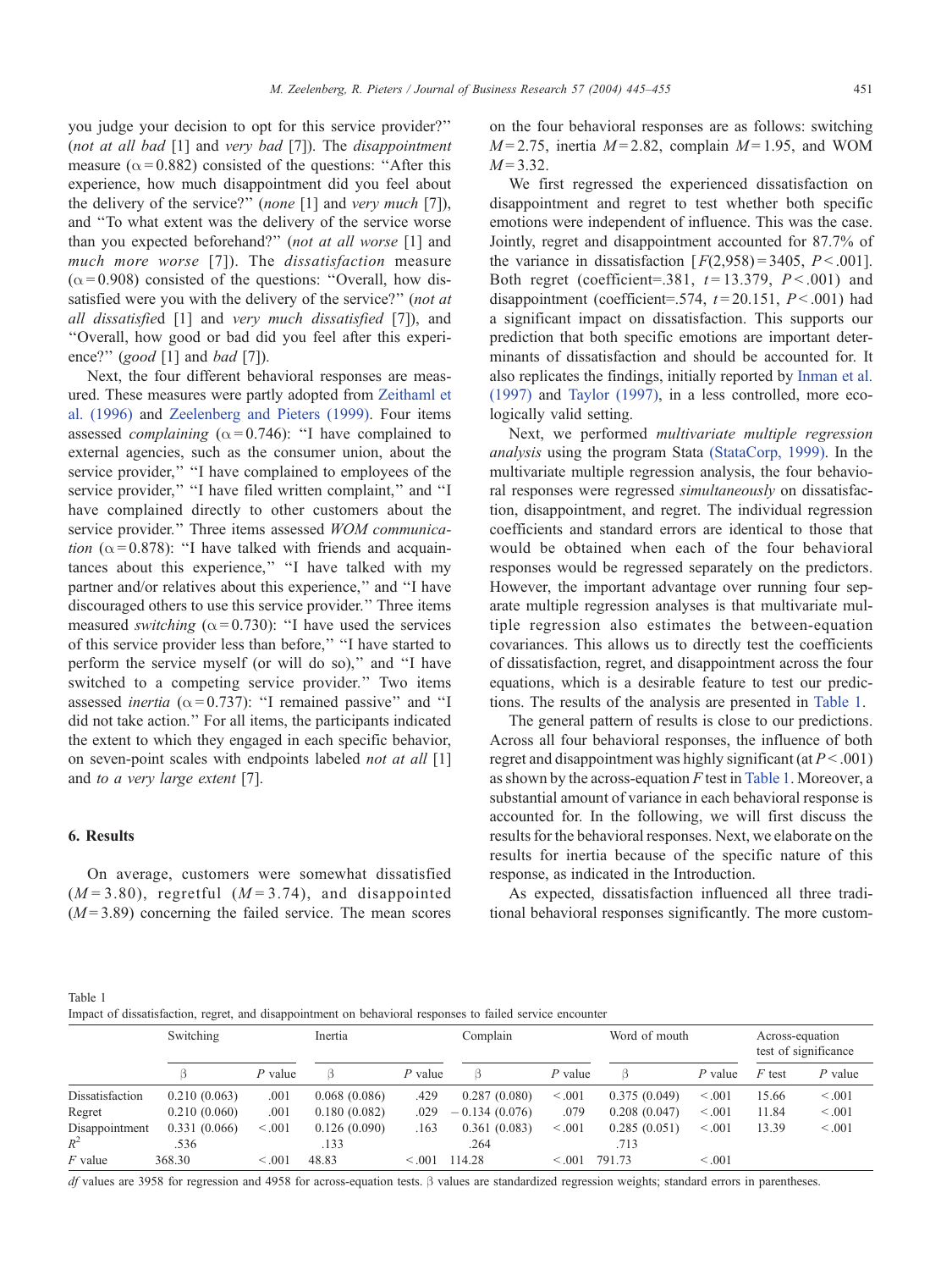you judge your decision to opt for this service provider?" (*not at all bad* [1] and *very bad* [7]). The *disappointment* measure ($\alpha = 0.882$) consisted of the questions: "After this experience, how much disappointment did you feel about the delivery of the service?" (*none* [1] and *very much* [7]), and "To what extent was the delivery of the service worse than you expected beforehand?" (*not at all worse* [1] and *much more worse* [7]). The *dissatisfaction* measure ($\alpha = 0.908$) consisted of the questions: "Overall, how dissatisfied were you with the delivery of the service?" (*not at all dissatisfied* [1] and *very much dissatisfied* [7]), and "Overall, how good or bad did you feel after this experience?" (*good* [1] and *bad* [7]).

Next, the four different behavioral responses are measured. These measures were partly adopted from Zeithaml et al. (1996) and Zeelenberg and Pieters (1999). Four items assessed *complaining* ($\alpha = 0.746$): "I have complained to external agencies, such as the consumer union, about the service provider," "I have complained to employees of the service provider," "I have filed written complaint," and "I have complained directly to other customers about the service provider." Three items assessed *WOM communication* ($\alpha = 0.878$): "I have talked with friends and acquaintances about this experience," "I have talked with my partner and/or relatives about this experience," and "I have discouraged others to use this service provider." Three items measured *switching* ($\alpha = 0.730$): "I have used the services of this service provider less than before," "I have started to perform the service myself (or will do so)," and "I have switched to a competing service provider." Two items assessed *inertia* ($\alpha = 0.737$): "I remained passive" and "I did not take action." For all items, the participants indicated the extent to which they engaged in each specific behavior, on seven-point scales with endpoints labeled *not at all* [1] and *to a very large extent* [7].

## 6. Results

On average, customers were somewhat dissatisfied ($M = 3.80$), regretful ($M = 3.74$), and disappointed ($M = 3.89$) concerning the failed service. The mean scores on the four behavioral responses are as follows: switching $M = 2.75$, inertia $M = 2.82$, complain $M = 1.95$, and WOM $M = 3.32$.

We first regressed the experienced dissatisfaction on disappointment and regret to test whether both specific emotions were independent of influence. This was the case. Jointly, regret and disappointment accounted for 87.7% of the variance in dissatisfaction [$F(2,958) = 3405$, $P < .001$]. Both regret (coefficient=.381, $t = 13.379$, $P < .001$) and disappointment (coefficient=.574, $t = 20.151$, $P < .001$) had a significant impact on dissatisfaction. This supports our prediction that both specific emotions are important determinants of dissatisfaction and should be accounted for. It also replicates the findings, initially reported by Inman et al. (1997) and Taylor (1997), in a less controlled, more ecologically valid setting.

Next, we performed *multivariate multiple regression analysis* using the program Stata (StataCorp, 1999). In the multivariate multiple regression analysis, the four behavioral responses were regressed *simultaneously* on dissatisfaction, disappointment, and regret. The individual regression coefficients and standard errors are identical to those that would be obtained when each of the four behavioral responses would be regressed separately on the predictors. However, the important advantage over running four separate multiple regression analyses is that multivariate multiple regression also estimates the between-equation covariances. This allows us to directly test the coefficients of dissatisfaction, regret, and disappointment across the four equations, which is a desirable feature to test our predictions. The results of the analysis are presented in Table 1.

The general pattern of results is close to our predictions. Across all four behavioral responses, the influence of both regret and disappointment was highly significant (at $P < .001$) as shown by the across-equation $F$ test in Table 1. Moreover, a substantial amount of variance in each behavioral response is accounted for. In the following, we will first discuss the results for the behavioral responses. Next, we elaborate on the results for inertia because of the specific nature of this response, as indicated in the Introduction.

As expected, dissatisfaction influenced all three traditional behavioral responses significantly. The more custom-

Table 1
Impact of dissatisfaction, regret, and disappointment on behavioral responses to failed service encounter

| | Switching | | Inertia | | Complain | | Word of mouth | | Across-equation test of significance | |
|---|---|---|---|---|---|---|---|---|---|---|
| | β | $P$ value | β | $P$ value | β | $P$ value | β | $P$ value | $F$ test | $P$ value |
| Dissatisfaction | 0.210 (0.063) | .001 | 0.068 (0.086) | .429 | 0.287 (0.080) | < .001 | 0.375 (0.049) | < .001 | 15.66 | < .001 |
| Regret | 0.210 (0.060) | .001 | 0.180 (0.082) | .029 | − 0.134 (0.076) | .079 | 0.208 (0.047) | < .001 | 11.84 | < .001 |
| Disappointment | 0.331 (0.066) | < .001 | 0.126 (0.090) | .163 | 0.361 (0.083) | < .001 | 0.285 (0.051) | < .001 | 13.39 | < .001 |
| $R^2$ | .536 | | .133 | | .264 | | .713 | | | |
| $F$ value | 368.30 | < .001 | 48.83 | < .001 | 114.28 | < .001 | 791.73 | < .001 | | |

*df* values are 3958 for regression and 4958 for across-equation tests. β values are standardized regression weights; standard errors in parentheses.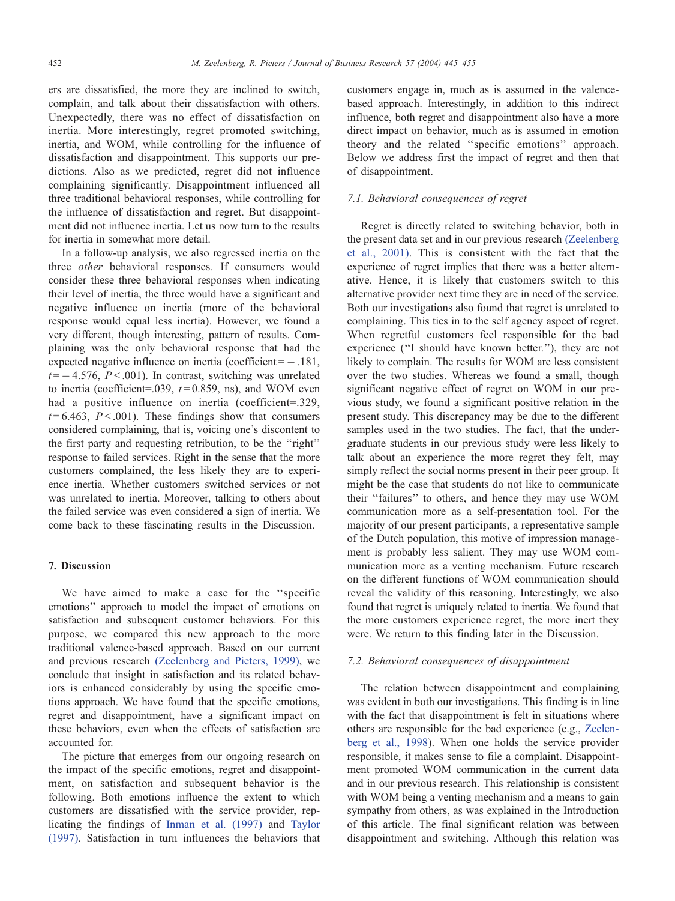ers are dissatisfied, the more they are inclined to switch, complain, and talk about their dissatisfaction with others. Unexpectedly, there was no effect of dissatisfaction on inertia. More interestingly, regret promoted switching, inertia, and WOM, while controlling for the influence of dissatisfaction and disappointment. This supports our predictions. Also as we predicted, regret did not influence complaining significantly. Disappointment influenced all three traditional behavioral responses, while controlling for the influence of dissatisfaction and regret. But disappointment did not influence inertia. Let us now turn to the results for inertia in somewhat more detail.

In a follow-up analysis, we also regressed inertia on the three *other* behavioral responses. If consumers would consider these three behavioral responses when indicating their level of inertia, the three would have a significant and negative influence on inertia (more of the behavioral response would equal less inertia). However, we found a very different, though interesting, pattern of results. Complaining was the only behavioral response that had the expected negative influence on inertia (coefficient = $-$.181, $t = -4.576$, $P < .001$). In contrast, switching was unrelated to inertia (coefficient=.039, $t = 0.859$, ns), and WOM even had a positive influence on inertia (coefficient=.329, $t = 6.463$, $P < .001$). These findings show that consumers considered complaining, that is, voicing one's discontent to the first party and requesting retribution, to be the "right" response to failed services. Right in the sense that the more customers complained, the less likely they are to experience inertia. Whether customers switched services or not was unrelated to inertia. Moreover, talking to others about the failed service was even considered a sign of inertia. We come back to these fascinating results in the Discussion.

## 7. Discussion

We have aimed to make a case for the "specific emotions" approach to model the impact of emotions on satisfaction and subsequent customer behaviors. For this purpose, we compared this new approach to the more traditional valence-based approach. Based on our current and previous research (Zeelenberg and Pieters, 1999), we conclude that insight in satisfaction and its related behaviors is enhanced considerably by using the specific emotions approach. We have found that the specific emotions, regret and disappointment, have a significant impact on these behaviors, even when the effects of satisfaction are accounted for.

The picture that emerges from our ongoing research on the impact of the specific emotions, regret and disappointment, on satisfaction and subsequent behavior is the following. Both emotions influence the extent to which customers are dissatisfied with the service provider, replicating the findings of Inman et al. (1997) and Taylor (1997). Satisfaction in turn influences the behaviors that customers engage in, much as is assumed in the valence-based approach. Interestingly, in addition to this indirect influence, both regret and disappointment also have a more direct impact on behavior, much as is assumed in emotion theory and the related "specific emotions" approach. Below we address first the impact of regret and then that of disappointment.

### 7.1. Behavioral consequences of regret

Regret is directly related to switching behavior, both in the present data set and in our previous research (Zeelenberg et al., 2001). This is consistent with the fact that the experience of regret implies that there was a better alternative. Hence, it is likely that customers switch to this alternative provider next time they are in need of the service. Both our investigations also found that regret is unrelated to complaining. This ties in to the self agency aspect of regret. When regretful customers feel responsible for the bad experience ("I should have known better."), they are not likely to complain. The results for WOM are less consistent over the two studies. Whereas we found a small, though significant negative effect of regret on WOM in our previous study, we found a significant positive relation in the present study. This discrepancy may be due to the different samples used in the two studies. The fact, that the undergraduate students in our previous study were less likely to talk about an experience the more regret they felt, may simply reflect the social norms present in their peer group. It might be the case that students do not like to communicate their "failures" to others, and hence they may use WOM communication more as a self-presentation tool. For the majority of our present participants, a representative sample of the Dutch population, this motive of impression management is probably less salient. They may use WOM communication more as a venting mechanism. Future research on the different functions of WOM communication should reveal the validity of this reasoning. Interestingly, we also found that regret is uniquely related to inertia. We found that the more customers experience regret, the more inert they were. We return to this finding later in the Discussion.

### 7.2. Behavioral consequences of disappointment

The relation between disappointment and complaining was evident in both our investigations. This finding is in line with the fact that disappointment is felt in situations where others are responsible for the bad experience (e.g., Zeelenberg et al., 1998). When one holds the service provider responsible, it makes sense to file a complaint. Disappointment promoted WOM communication in the current data and in our previous research. This relationship is consistent with WOM being a venting mechanism and a means to gain sympathy from others, as was explained in the Introduction of this article. The final significant relation was between disappointment and switching. Although this relation was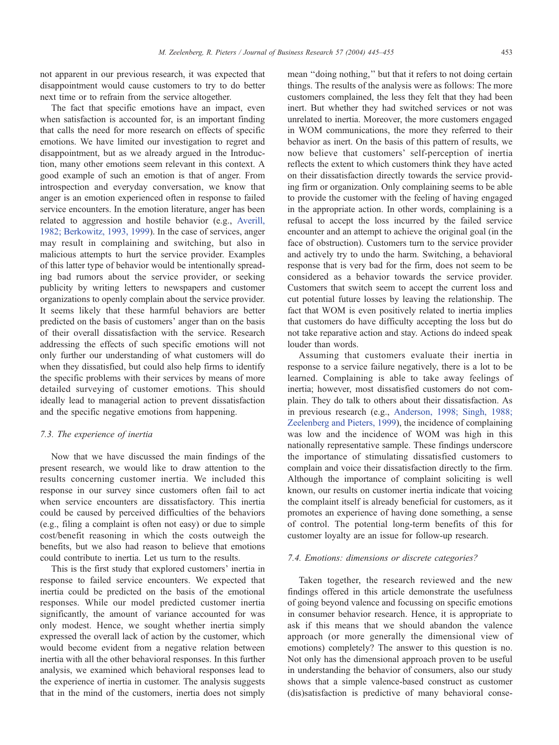not apparent in our previous research, it was expected that disappointment would cause customers to try to do better next time or to refrain from the service altogether.

The fact that specific emotions have an impact, even when satisfaction is accounted for, is an important finding that calls the need for more research on effects of specific emotions. We have limited our investigation to regret and disappointment, but as we already argued in the Introduction, many other emotions seem relevant in this context. A good example of such an emotion is that of anger. From introspection and everyday conversation, we know that anger is an emotion experienced often in response to failed service encounters. In the emotion literature, anger has been related to aggression and hostile behavior (e.g., Averill, 1982; Berkowitz, 1993, 1999). In the case of services, anger may result in complaining and switching, but also in malicious attempts to hurt the service provider. Examples of this latter type of behavior would be intentionally spreading bad rumors about the service provider, or seeking publicity by writing letters to newspapers and customer organizations to openly complain about the service provider. It seems likely that these harmful behaviors are better predicted on the basis of customers' anger than on the basis of their overall dissatisfaction with the service. Research addressing the effects of such specific emotions will not only further our understanding of what customers will do when they dissatisfied, but could also help firms to identify the specific problems with their services by means of more detailed surveying of customer emotions. This should ideally lead to managerial action to prevent dissatisfaction and the specific negative emotions from happening.

### 7.3. The experience of inertia

Now that we have discussed the main findings of the present research, we would like to draw attention to the results concerning customer inertia. We included this response in our survey since customers often fail to act when service encounters are dissatisfactory. This inertia could be caused by perceived difficulties of the behaviors (e.g., filing a complaint is often not easy) or due to simple cost/benefit reasoning in which the costs outweigh the benefits, but we also had reason to believe that emotions could contribute to inertia. Let us turn to the results.

This is the first study that explored customers' inertia in response to failed service encounters. We expected that inertia could be predicted on the basis of the emotional responses. While our model predicted customer inertia significantly, the amount of variance accounted for was only modest. Hence, we sought whether inertia simply expressed the overall lack of action by the customer, which would become evident from a negative relation between inertia with all the other behavioral responses. In this further analysis, we examined which behavioral responses lead to the experience of inertia in customer. The analysis suggests that in the mind of the customers, inertia does not simply mean "doing nothing," but that it refers to not doing certain things. The results of the analysis were as follows: The more customers complained, the less they felt that they had been inert. But whether they had switched services or not was unrelated to inertia. Moreover, the more customers engaged in WOM communications, the more they referred to their behavior as inert. On the basis of this pattern of results, we now believe that customers' self-perception of inertia reflects the extent to which customers think they have acted on their dissatisfaction directly towards the service providing firm or organization. Only complaining seems to be able to provide the customer with the feeling of having engaged in the appropriate action. In other words, complaining is a refusal to accept the loss incurred by the failed service encounter and an attempt to achieve the original goal (in the face of obstruction). Customers turn to the service provider and actively try to undo the harm. Switching, a behavioral response that is very bad for the firm, does not seem to be considered as a behavior towards the service provider. Customers that switch seem to accept the current loss and cut potential future losses by leaving the relationship. The fact that WOM is even positively related to inertia implies that customers do have difficulty accepting the loss but do not take reparative action and stay. Actions do indeed speak louder than words.

Assuming that customers evaluate their inertia in response to a service failure negatively, there is a lot to be learned. Complaining is able to take away feelings of inertia; however, most dissatisfied customers do not complain. They do talk to others about their dissatisfaction. As in previous research (e.g., Anderson, 1998; Singh, 1988; Zeelenberg and Pieters, 1999), the incidence of complaining was low and the incidence of WOM was high in this nationally representative sample. These findings underscore the importance of stimulating dissatisfied customers to complain and voice their dissatisfaction directly to the firm. Although the importance of complaint soliciting is well known, our results on customer inertia indicate that voicing the complaint itself is already beneficial for customers, as it promotes an experience of having done something, a sense of control. The potential long-term benefits of this for customer loyalty are an issue for follow-up research.

### 7.4. Emotions: dimensions or discrete categories?

Taken together, the research reviewed and the new findings offered in this article demonstrate the usefulness of going beyond valence and focussing on specific emotions in consumer behavior research. Hence, it is appropriate to ask if this means that we should abandon the valence approach (or more generally the dimensional view of emotions) completely? The answer to this question is no. Not only has the dimensional approach proven to be useful in understanding the behavior of consumers, also our study shows that a simple valence-based construct as customer (dis)satisfaction is predictive of many behavioral conse-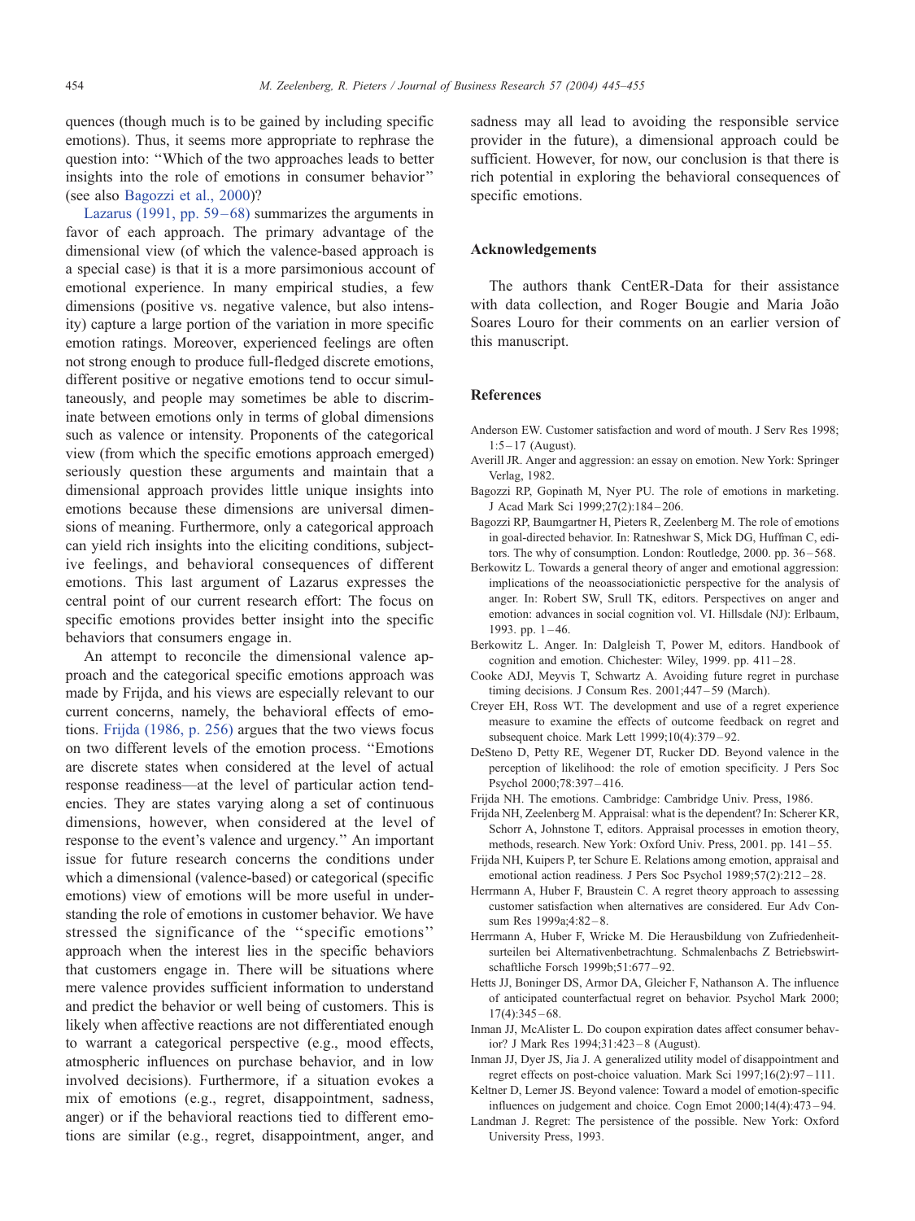quences (though much is to be gained by including specific emotions). Thus, it seems more appropriate to rephrase the question into: ''Which of the two approaches leads to better insights into the role of emotions in consumer behavior'' (see also Bagozzi et al., 2000)?

Lazarus (1991, pp. 59–68) summarizes the arguments in favor of each approach. The primary advantage of the dimensional view (of which the valence-based approach is a special case) is that it is a more parsimonious account of emotional experience. In many empirical studies, a few dimensions (positive vs. negative valence, but also intensity) capture a large portion of the variation in more specific emotion ratings. Moreover, experienced feelings are often not strong enough to produce full-fledged discrete emotions, different positive or negative emotions tend to occur simultaneously, and people may sometimes be able to discriminate between emotions only in terms of global dimensions such as valence or intensity. Proponents of the categorical view (from which the specific emotions approach emerged) seriously question these arguments and maintain that a dimensional approach provides little unique insights into emotions because these dimensions are universal dimensions of meaning. Furthermore, only a categorical approach can yield rich insights into the eliciting conditions, subjective feelings, and behavioral consequences of different emotions. This last argument of Lazarus expresses the central point of our current research effort: The focus on specific emotions provides better insight into the specific behaviors that consumers engage in.

An attempt to reconcile the dimensional valence approach and the categorical specific emotions approach was made by Frijda, and his views are especially relevant to our current concerns, namely, the behavioral effects of emotions. Frijda (1986, p. 256) argues that the two views focus on two different levels of the emotion process. ''Emotions are discrete states when considered at the level of actual response readiness—at the level of particular action tendencies. They are states varying along a set of continuous dimensions, however, when considered at the level of response to the event's valence and urgency.'' An important issue for future research concerns the conditions under which a dimensional (valence-based) or categorical (specific emotions) view of emotions will be more useful in understanding the role of emotions in customer behavior. We have stressed the significance of the ''specific emotions'' approach when the interest lies in the specific behaviors that customers engage in. There will be situations where mere valence provides sufficient information to understand and predict the behavior or well being of customers. This is likely when affective reactions are not differentiated enough to warrant a categorical perspective (e.g., mood effects, atmospheric influences on purchase behavior, and in low involved decisions). Furthermore, if a situation evokes a mix of emotions (e.g., regret, disappointment, sadness, anger) or if the behavioral reactions tied to different emotions are similar (e.g., regret, disappointment, anger, and sadness may all lead to avoiding the responsible service provider in the future), a dimensional approach could be sufficient. However, for now, our conclusion is that there is rich potential in exploring the behavioral consequences of specific emotions.

## Acknowledgements

The authors thank CentER-Data for their assistance with data collection, and Roger Bougie and Maria João Soares Louro for their comments on an earlier version of this manuscript.

## References

Anderson EW. Customer satisfaction and word of mouth. J Serv Res 1998; 1:5–17 (August).

Averill JR. Anger and aggression: an essay on emotion. New York: Springer Verlag, 1982.

Bagozzi RP, Gopinath M, Nyer PU. The role of emotions in marketing. J Acad Mark Sci 1999;27(2):184–206.

Bagozzi RP, Baumgartner H, Pieters R, Zeelenberg M. The role of emotions in goal-directed behavior. In: Ratneshwar S, Mick DG, Huffman C, editors. The why of consumption. London: Routledge, 2000. pp. 36–568.

Berkowitz L. Towards a general theory of anger and emotional aggression: implications of the neoassociationictic perspective for the analysis of anger. In: Robert SW, Srull TK, editors. Perspectives on anger and emotion: advances in social cognition vol. VI. Hillsdale (NJ): Erlbaum, 1993. pp. 1–46.

Berkowitz L. Anger. In: Dalgleish T, Power M, editors. Handbook of cognition and emotion. Chichester: Wiley, 1999. pp. 411–28.

Cooke ADJ, Meyvis T, Schwartz A. Avoiding future regret in purchase timing decisions. J Consum Res. 2001;447–59 (March).

Creyer EH, Ross WT. The development and use of a regret experience measure to examine the effects of outcome feedback on regret and subsequent choice. Mark Lett 1999;10(4):379–92.

DeSteno D, Petty RE, Wegener DT, Rucker DD. Beyond valence in the perception of likelihood: the role of emotion specificity. J Pers Soc Psychol 2000;78:397–416.

Frijda NH. The emotions. Cambridge: Cambridge Univ. Press, 1986.

Frijda NH, Zeelenberg M. Appraisal: what is the dependent? In: Scherer KR, Schorr A, Johnstone T, editors. Appraisal processes in emotion theory, methods, research. New York: Oxford Univ. Press, 2001. pp. 141–55.

Frijda NH, Kuipers P, ter Schure E. Relations among emotion, appraisal and emotional action readiness. J Pers Soc Psychol 1989;57(2):212–28.

Herrmann A, Huber F, Braustein C. A regret theory approach to assessing customer satisfaction when alternatives are considered. Eur Adv Consum Res 1999a;4:82–8.

Herrmann A, Huber F, Wricke M. Die Herausbildung von Zufriedenheitsurteilen bei Alternativenbetrachtung. Schmalenbachs Z Betriebswirtschaftliche Forsch 1999b;51:677–92.

Hetts JJ, Boninger DS, Armor DA, Gleicher F, Nathanson A. The influence of anticipated counterfactual regret on behavior. Psychol Mark 2000; 17(4):345–68.

Inman JJ, McAlister L. Do coupon expiration dates affect consumer behavior? J Mark Res 1994;31:423–8 (August).

Inman JJ, Dyer JS, Jia J. A generalized utility model of disappointment and regret effects on post-choice valuation. Mark Sci 1997;16(2):97–111.

Keltner D, Lerner JS. Beyond valence: Toward a model of emotion-specific influences on judgement and choice. Cogn Emot 2000;14(4):473–94.

Landman J. Regret: The persistence of the possible. New York: Oxford University Press, 1993.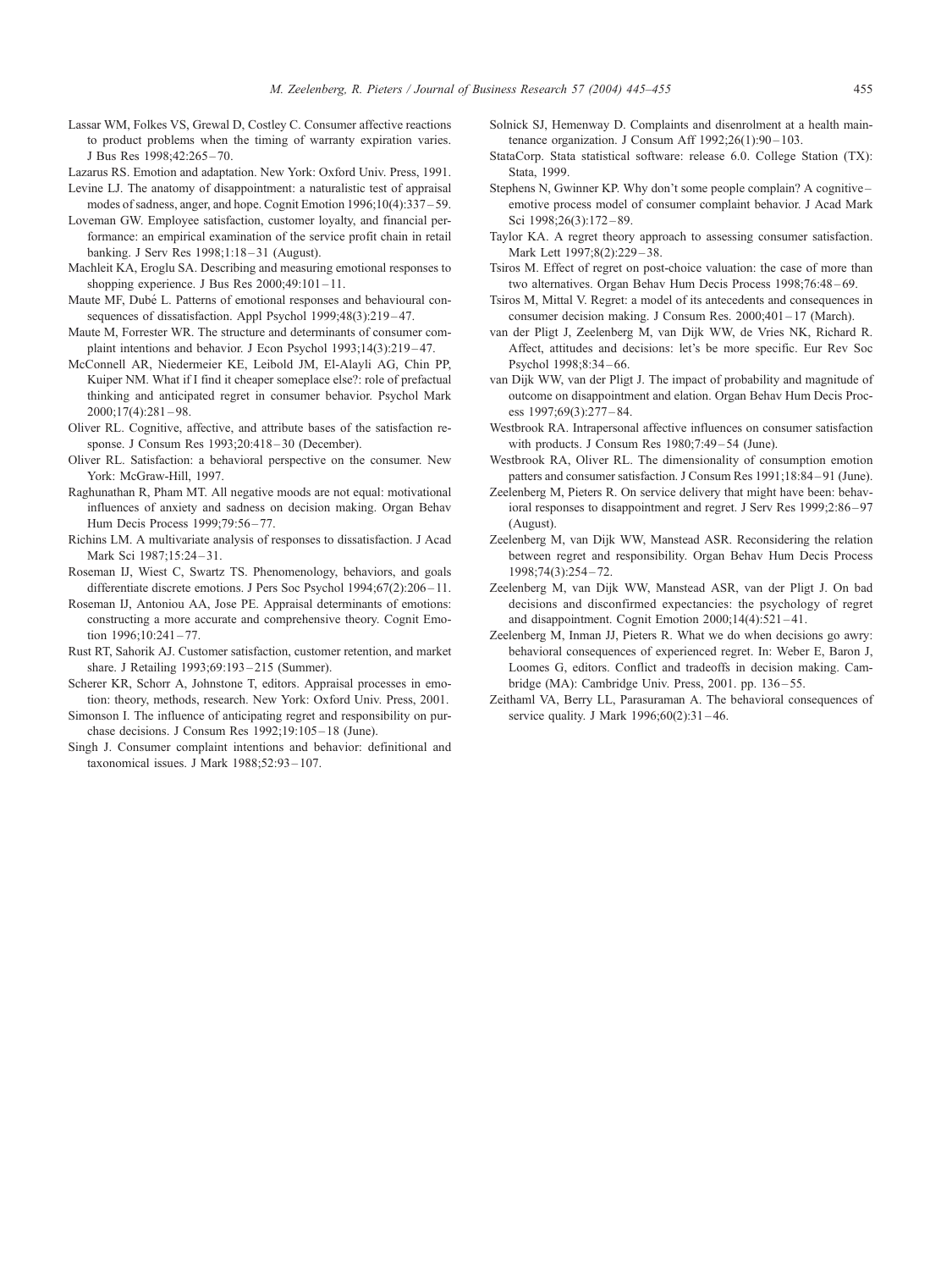Lassar WM, Folkes VS, Grewal D, Costley C. Consumer affective reactions to product problems when the timing of warranty expiration varies. J Bus Res 1998;42:265 – 70.

Lazarus RS. Emotion and adaptation. New York: Oxford Univ. Press, 1991.

Levine LJ. The anatomy of disappointment: a naturalistic test of appraisal modes of sadness, anger, and hope. Cognit Emotion 1996;10(4):337 – 59.

Loveman GW. Employee satisfaction, customer loyalty, and financial performance: an empirical examination of the service profit chain in retail banking. J Serv Res 1998;1:18 – 31 (August).

Machleit KA, Eroglu SA. Describing and measuring emotional responses to shopping experience. J Bus Res 2000;49:101 – 11.

Maute MF, Dubé L. Patterns of emotional responses and behavioural consequences of dissatisfaction. Appl Psychol 1999;48(3):219 – 47.

Maute M, Forrester WR. The structure and determinants of consumer complaint intentions and behavior. J Econ Psychol 1993;14(3):219 – 47.

McConnell AR, Niedermeier KE, Leibold JM, El-Alayli AG, Chin PP, Kuiper NM. What if I find it cheaper someplace else?: role of prefactual thinking and anticipated regret in consumer behavior. Psychol Mark 2000;17(4):281 – 98.

Oliver RL. Cognitive, affective, and attribute bases of the satisfaction response. J Consum Res 1993;20:418 – 30 (December).

Oliver RL. Satisfaction: a behavioral perspective on the consumer. New York: McGraw-Hill, 1997.

Raghunathan R, Pham MT. All negative moods are not equal: motivational influences of anxiety and sadness on decision making. Organ Behav Hum Decis Process 1999;79:56 – 77.

Richins LM. A multivariate analysis of responses to dissatisfaction. J Acad Mark Sci 1987;15:24 – 31.

Roseman IJ, Wiest C, Swartz TS. Phenomenology, behaviors, and goals differentiate discrete emotions. J Pers Soc Psychol 1994;67(2):206 – 11.

Roseman IJ, Antoniou AA, Jose PE. Appraisal determinants of emotions: constructing a more accurate and comprehensive theory. Cognit Emotion 1996;10:241 – 77.

Rust RT, Sahorik AJ. Customer satisfaction, customer retention, and market share. J Retailing 1993;69:193 – 215 (Summer).

Scherer KR, Schorr A, Johnstone T, editors. Appraisal processes in emotion: theory, methods, research. New York: Oxford Univ. Press, 2001.

Simonson I. The influence of anticipating regret and responsibility on purchase decisions. J Consum Res 1992;19:105 – 18 (June).

Singh J. Consumer complaint intentions and behavior: definitional and taxonomical issues. J Mark 1988;52:93 – 107.

Solnick SJ, Hemenway D. Complaints and disenrolment at a health maintenance organization. J Consum Aff 1992;26(1):90 – 103.

StataCorp. Stata statistical software: release 6.0. College Station (TX): Stata, 1999.

Stephens N, Gwinner KP. Why don't some people complain? A cognitive – emotive process model of consumer complaint behavior. J Acad Mark Sci 1998;26(3):172 – 89.

Taylor KA. A regret theory approach to assessing consumer satisfaction. Mark Lett 1997;8(2):229 – 38.

Tsiros M. Effect of regret on post-choice valuation: the case of more than two alternatives. Organ Behav Hum Decis Process 1998;76:48 – 69.

Tsiros M, Mittal V. Regret: a model of its antecedents and consequences in consumer decision making. J Consum Res. 2000;401 – 17 (March).

van der Pligt J, Zeelenberg M, van Dijk WW, de Vries NK, Richard R. Affect, attitudes and decisions: let's be more specific. Eur Rev Soc Psychol 1998;8:34 – 66.

van Dijk WW, van der Pligt J. The impact of probability and magnitude of outcome on disappointment and elation. Organ Behav Hum Decis Process 1997;69(3):277 – 84.

Westbrook RA. Intrapersonal affective influences on consumer satisfaction with products. J Consum Res 1980;7:49 – 54 (June).

Westbrook RA, Oliver RL. The dimensionality of consumption emotion patters and consumer satisfaction. J Consum Res 1991;18:84 – 91 (June).

Zeelenberg M, Pieters R. On service delivery that might have been: behavioral responses to disappointment and regret. J Serv Res 1999;2:86 – 97 (August).

Zeelenberg M, van Dijk WW, Manstead ASR. Reconsidering the relation between regret and responsibility. Organ Behav Hum Decis Process 1998;74(3):254 – 72.

Zeelenberg M, van Dijk WW, Manstead ASR, van der Pligt J. On bad decisions and disconfirmed expectancies: the psychology of regret and disappointment. Cognit Emotion 2000;14(4):521 – 41.

Zeelenberg M, Inman JJ, Pieters R. What we do when decisions go awry: behavioral consequences of experienced regret. In: Weber E, Baron J, Loomes G, editors. Conflict and tradeoffs in decision making. Cambridge (MA): Cambridge Univ. Press, 2001. pp. 136 – 55.

Zeithaml VA, Berry LL, Parasuraman A. The behavioral consequences of service quality. J Mark 1996;60(2):31 – 46.